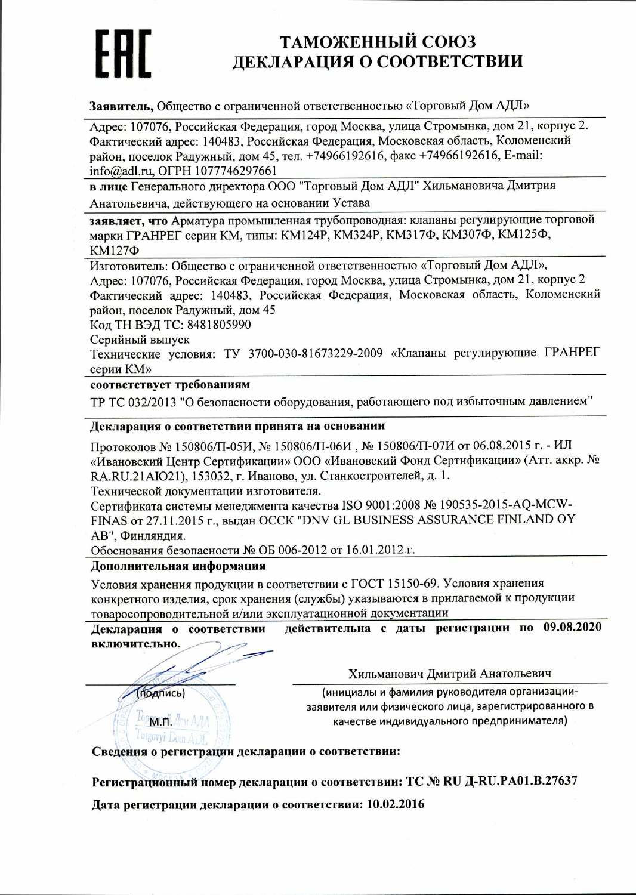EAC

# ТАМОЖЕННЫЙ СОЮЗ
# ДЕКЛАРАЦИЯ О СООТВЕТСТВИИ

**Заявитель,** Общество с ограниченной ответственностью «Торговый Дом АДЛ»

Адрес: 107076, Российская Федерация, город Москва, улица Стромынка, дом 21, корпус 2. Фактический адрес: 140483, Российская Федерация, Московская область, Коломенский район, поселок Радужный, дом 45, тел. +74966192616, факс +74966192616, E-mail: info@adl.ru, ОГРН 1077746297661

**в лице** Генерального директора ООО "Торговый Дом АДЛ" Хильмановича Дмитрия Анатольевича, действующего на основании Устава

**заявляет, что** Арматура промышленная трубопроводная: клапаны регулирующие торговой марки ГРАНРЕГ серии КМ, типы: КМ124Р, КМ324Р, КМ317Ф, КМ307Ф, КМ125Ф, КМ127Ф

Изготовитель: Общество с ограниченной ответственностью «Торговый Дом АДЛ», Адрес: 107076, Российская Федерация, город Москва, улица Стромынка, дом 21, корпус 2 Фактический адрес: 140483, Российская Федерация, Московская область, Коломенский район, поселок Радужный, дом 45

Код ТН ВЭД ТС: 8481805990

Серийный выпуск

Технические условия: ТУ 3700-030-81673229-2009 «Клапаны регулирующие ГРАНРЕГ серии КМ»

**соответствует требованиям**

ТР ТС 032/2013 "О безопасности оборудования, работающего под избыточным давлением"

**Декларация о соответствии принята на основании**

Протоколов № 150806/П-05И, № 150806/П-06И , № 150806/П-07И от 06.08.2015 г. - ИЛ «Ивановский Центр Сертификации» ООО «Ивановский Фонд Сертификации» (Атт. аккр. № RA.RU.21АЮ21), 153032, г. Иваново, ул. Станкостроителей, д. 1.

Технической документации изготовителя.

Сертификата системы менеджмента качества ISO 9001:2008 № 190535-2015-AQ-MCW-FINAS от 27.11.2015 г., выдан ОССК "DNV GL BUSINESS ASSURANCE FINLAND OY AB", Финляндия.

Обоснования безопасности № ОБ 006-2012 от 16.01.2012 г.

**Дополнительная информация**

Условия хранения продукции в соответствии с ГОСТ 15150-69. Условия хранения конкретного изделия, срок хранения (службы) указываются в прилагаемой к продукции товаросопроводительной и/или эксплуатационной документации

**Декларация о соответствии действительна с даты регистрации по 09.08.2020 включительно.**

(подпись)

М.П.

Хильманович Дмитрий Анатольевич

(инициалы и фамилия руководителя организации-заявителя или физического лица, зарегистрированного в качестве индивидуального предпринимателя)

**Сведения о регистрации декларации о соответствии:**

**Регистрационный номер декларации о соответствии: ТС № RU Д-RU.РА01.В.27637**

**Дата регистрации декларации о соответствии: 10.02.2016**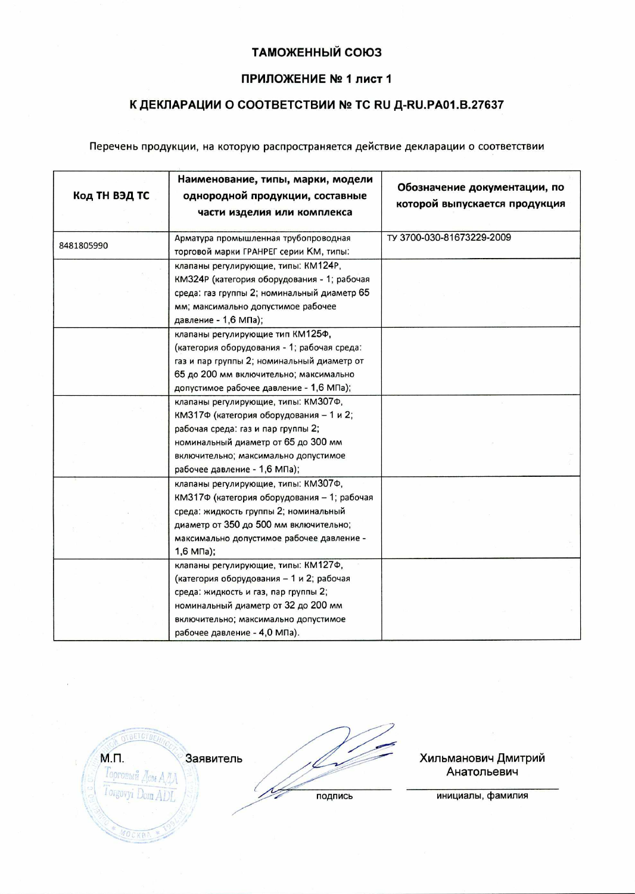**ТАМОЖЕННЫЙ СОЮЗ**

**ПРИЛОЖЕНИЕ № 1 лист 1**

**К ДЕКЛАРАЦИИ О СООТВЕТСТВИИ № ТС RU Д-RU.РА01.В.27637**

Перечень продукции, на которую распространяется действие декларации о соответствии

| Код ТН ВЭД ТС | Наименование, типы, марки, модели однородной продукции, составные части изделия или комплекса | Обозначение документации, по которой выпускается продукция |
|---|---|---|
| 8481805990 | Арматура промышленная трубопроводная торговой марки ГРАНРЕГ серии КМ, типы: | ТУ 3700-030-81673229-2009 |
| | клапаны регулирующие, типы: КМ124Р, КМ324Р (категория оборудования - 1; рабочая среда: газ группы 2; номинальный диаметр 65 мм; максимально допустимое рабочее давление - 1,6 МПа); | |
| | клапаны регулирующие тип КМ125Ф, (категория оборудования - 1; рабочая среда: газ и пар группы 2; номинальный диаметр от 65 до 200 мм включительно; максимально допустимое рабочее давление - 1,6 МПа); | |
| | клапаны регулирующие, типы: КМ307Ф, КМ317Ф (категория оборудования – 1 и 2; рабочая среда: газ и пар группы 2; номинальный диаметр от 65 до 300 мм включительно; максимально допустимое рабочее давление - 1,6 МПа); | |
| | клапаны регулирующие, типы: КМ307Ф, КМ317Ф (категория оборудования – 1; рабочая среда: жидкость группы 2; номинальный диаметр от 350 до 500 мм включительно; максимально допустимое рабочее давление - 1,6 МПа); | |
| | клапаны регулирующие, типы: КМ127Ф, (категория оборудования – 1 и 2; рабочая среда: жидкость и газ, пар группы 2; номинальный диаметр от 32 до 200 мм включительно; максимально допустимое рабочее давление - 4,0 МПа). | |

М.П. Заявитель

подпись

Хильманович Дмитрий Анатольевич

инициалы, фамилия